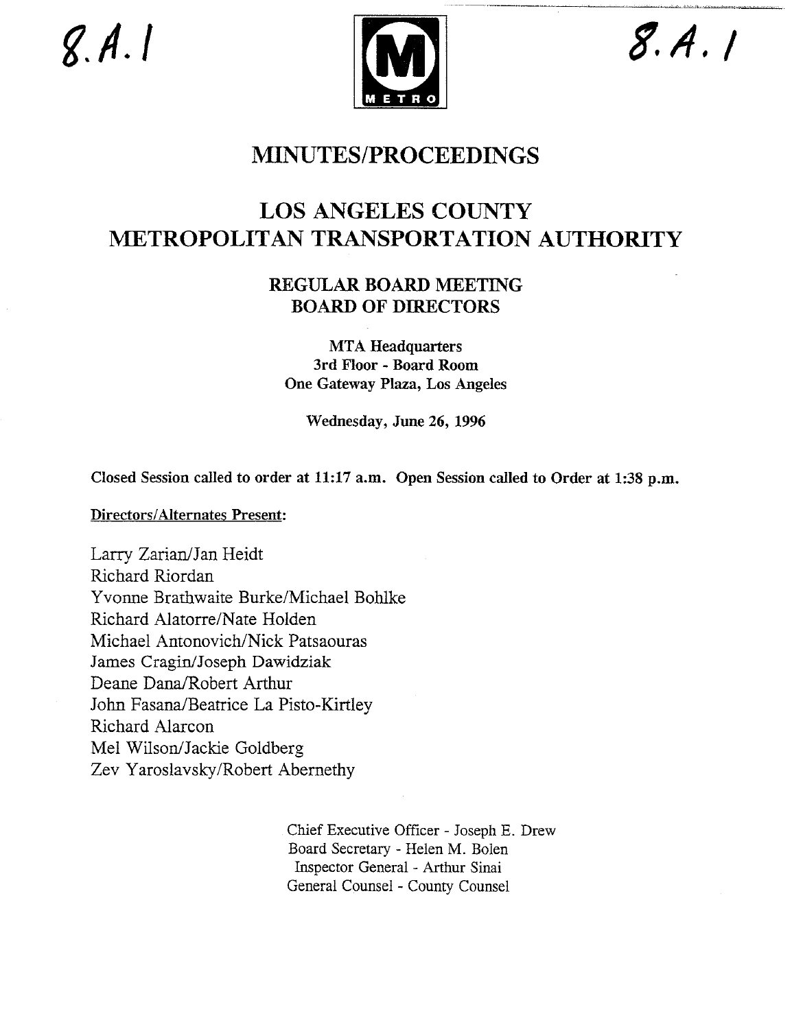8.A.1

8.A.1

METRO

# MINUTES/PROCEEDINGS

# LOS ANGELES COUNTY METROPOLITAN TRANSPORTATION AUTHORITY

## REGULAR BOARD MEETING BOARD OF DIRECTORS

**MTA Headquarters**
**3rd Floor - Board Room**
**One Gateway Plaza, Los Angeles**

**Wednesday, June 26, 1996**

**Closed Session called to order at 11:17 a.m. Open Session called to Order at 1:38 p.m.**

**Directors/Alternates Present:**

Larry Zarian/Jan Heidt
Richard Riordan
Yvonne Brathwaite Burke/Michael Bohlke
Richard Alatorre/Nate Holden
Michael Antonovich/Nick Patsaouras
James Cragin/Joseph Dawidziak
Deane Dana/Robert Arthur
John Fasana/Beatrice La Pisto-Kirtley
Richard Alarcon
Mel Wilson/Jackie Goldberg
Zev Yaroslavsky/Robert Abernethy

Chief Executive Officer - Joseph E. Drew
Board Secretary - Helen M. Bolen
Inspector General - Arthur Sinai
General Counsel - County Counsel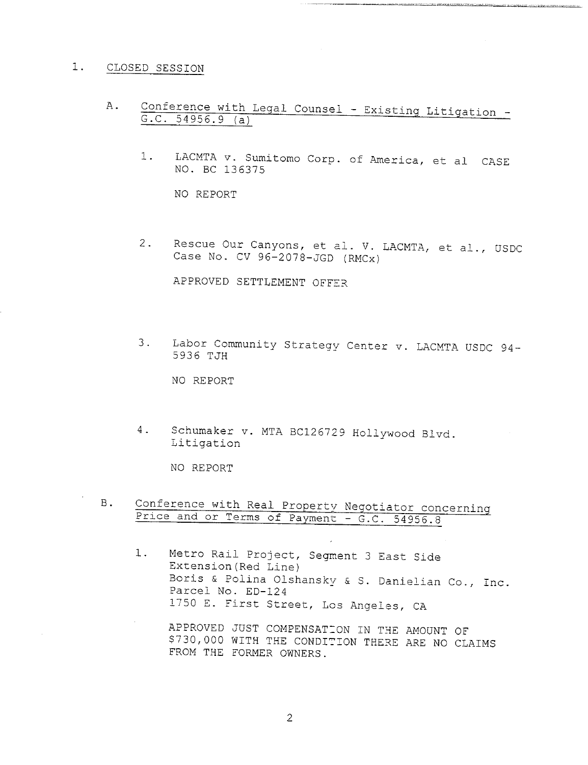1. CLOSED SESSION

   A. Conference with Legal Counsel - Existing Litigation - G.C. 54956.9 (a)

      1. LACMTA v. Sumitomo Corp. of America, et al CASE NO. BC 136375

         NO REPORT

      2. Rescue Our Canyons, et al. V. LACMTA, et al., USDC Case No. CV 96-2078-JGD (RMCx)

         APPROVED SETTLEMENT OFFER

      3. Labor Community Strategy Center v. LACMTA USDC 94-5936 TJH

         NO REPORT

      4. Schumaker v. MTA BC126729 Hollywood Blvd. Litigation

         NO REPORT

   B. Conference with Real Property Negotiator concerning Price and or Terms of Payment - G.C. 54956.8

      1. Metro Rail Project, Segment 3 East Side Extension(Red Line)
         Boris & Polina Olshansky & S. Danielian Co., Inc.
         Parcel No. ED-124
         1750 E. First Street, Los Angeles, CA

         APPROVED JUST COMPENSATION IN THE AMOUNT OF $730,000 WITH THE CONDITION THERE ARE NO CLAIMS FROM THE FORMER OWNERS.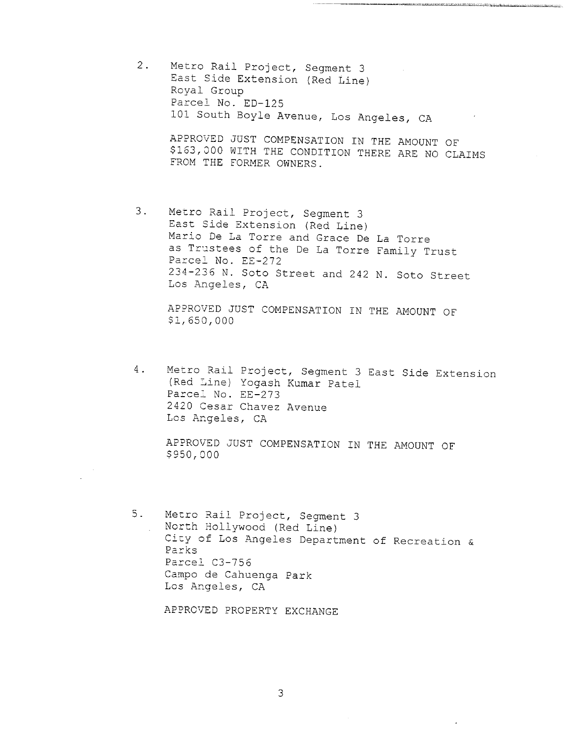2. Metro Rail Project, Segment 3
   East Side Extension (Red Line)
   Royal Group
   Parcel No. ED-125
   101 South Boyle Avenue, Los Angeles, CA

   APPROVED JUST COMPENSATION IN THE AMOUNT OF $163,000 WITH THE CONDITION THERE ARE NO CLAIMS FROM THE FORMER OWNERS.

3. Metro Rail Project, Segment 3
   East Side Extension (Red Line)
   Mario De La Torre and Grace De La Torre
   as Trustees of the De La Torre Family Trust
   Parcel No. EE-272
   234-236 N. Soto Street and 242 N. Soto Street
   Los Angeles, CA

   APPROVED JUST COMPENSATION IN THE AMOUNT OF $1,650,000

4. Metro Rail Project, Segment 3 East Side Extension (Red Line) Yogash Kumar Patel
   Parcel No. EE-273
   2420 Cesar Chavez Avenue
   Los Angeles, CA

   APPROVED JUST COMPENSATION IN THE AMOUNT OF $950,000

5. Metro Rail Project, Segment 3
   North Hollywood (Red Line)
   City of Los Angeles Department of Recreation & Parks
   Parcel C3-756
   Campo de Cahuenga Park
   Los Angeles, CA

   APPROVED PROPERTY EXCHANGE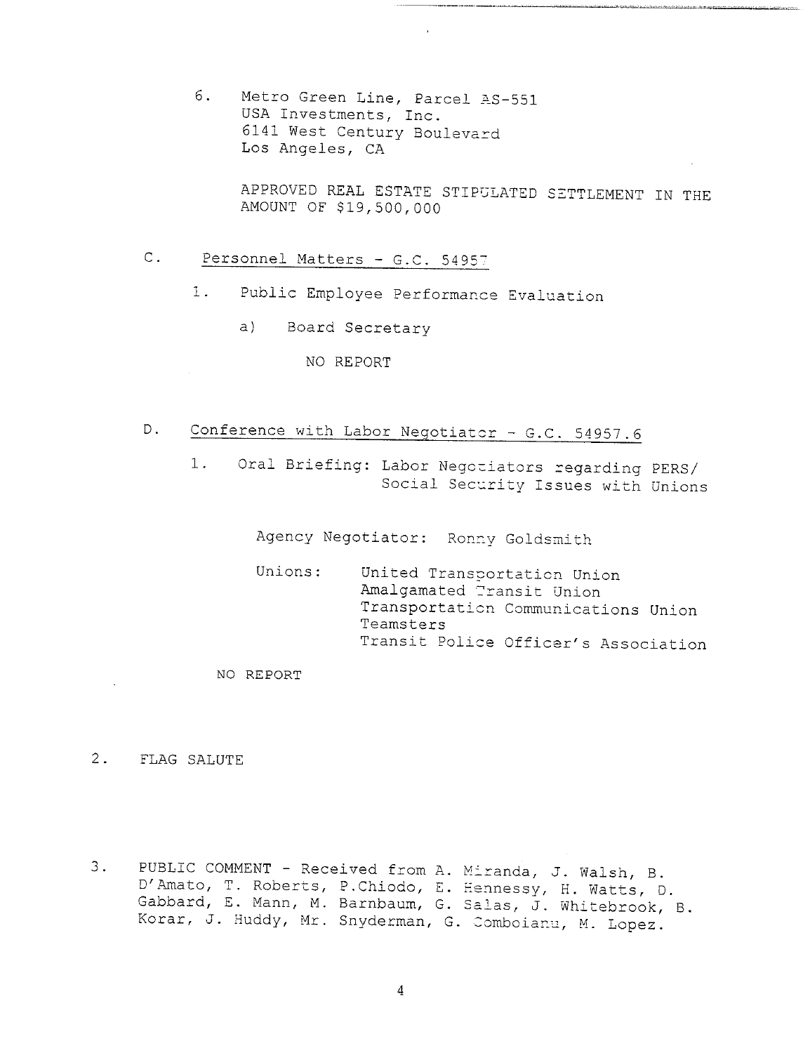6. Metro Green Line, Parcel AS-551
   USA Investments, Inc.
   6141 West Century Boulevard
   Los Angeles, CA

   APPROVED REAL ESTATE STIPULATED SETTLEMENT IN THE AMOUNT OF $19,500,000

C. Personnel Matters - G.C. 54957

   1. Public Employee Performance Evaluation

      a) Board Secretary

         NO REPORT

D. Conference with Labor Negotiator - G.C. 54957.6

   1. Oral Briefing: Labor Negotiators regarding PERS/ Social Security Issues with Unions

      Agency Negotiator: Ronny Goldsmith

      Unions: United Transportation Union
              Amalgamated Transit Union
              Transportation Communications Union
              Teamsters
              Transit Police Officer's Association

   NO REPORT

2. FLAG SALUTE

3. PUBLIC COMMENT - Received from A. Miranda, J. Walsh, B. D'Amato, T. Roberts, P.Chiodo, E. Hennessy, H. Watts, D. Gabbard, E. Mann, M. Barnbaum, G. Salas, J. Whitebrook, B. Korar, J. Huddy, Mr. Snyderman, G. Comboianu, M. Lopez.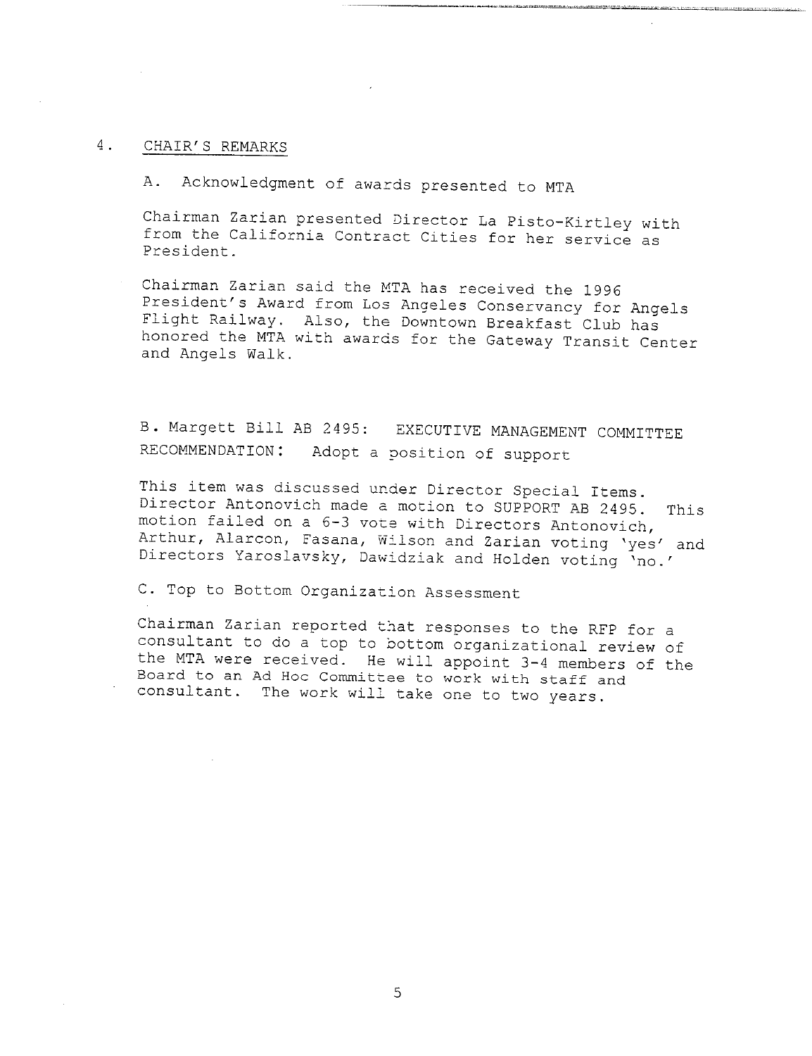## 4. CHAIR'S REMARKS

A. Acknowledgment of awards presented to MTA

Chairman Zarian presented Director La Pisto-Kirtley with from the California Contract Cities for her service as President.

Chairman Zarian said the MTA has received the 1996 President's Award from Los Angeles Conservancy for Angels Flight Railway. Also, the Downtown Breakfast Club has honored the MTA with awards for the Gateway Transit Center and Angels Walk.

B. Margett Bill AB 2495: EXECUTIVE MANAGEMENT COMMITTEE RECOMMENDATION: Adopt a position of support

This item was discussed under Director Special Items. Director Antonovich made a motion to SUPPORT AB 2495. This motion failed on a 6-3 vote with Directors Antonovich, Arthur, Alarcon, Fasana, Wilson and Zarian voting 'yes' and Directors Yaroslavsky, Dawidziak and Holden voting 'no.'

C. Top to Bottom Organization Assessment

Chairman Zarian reported that responses to the RFP for a consultant to do a top to bottom organizational review of the MTA were received. He will appoint 3-4 members of the Board to an Ad Hoc Committee to work with staff and consultant. The work will take one to two years.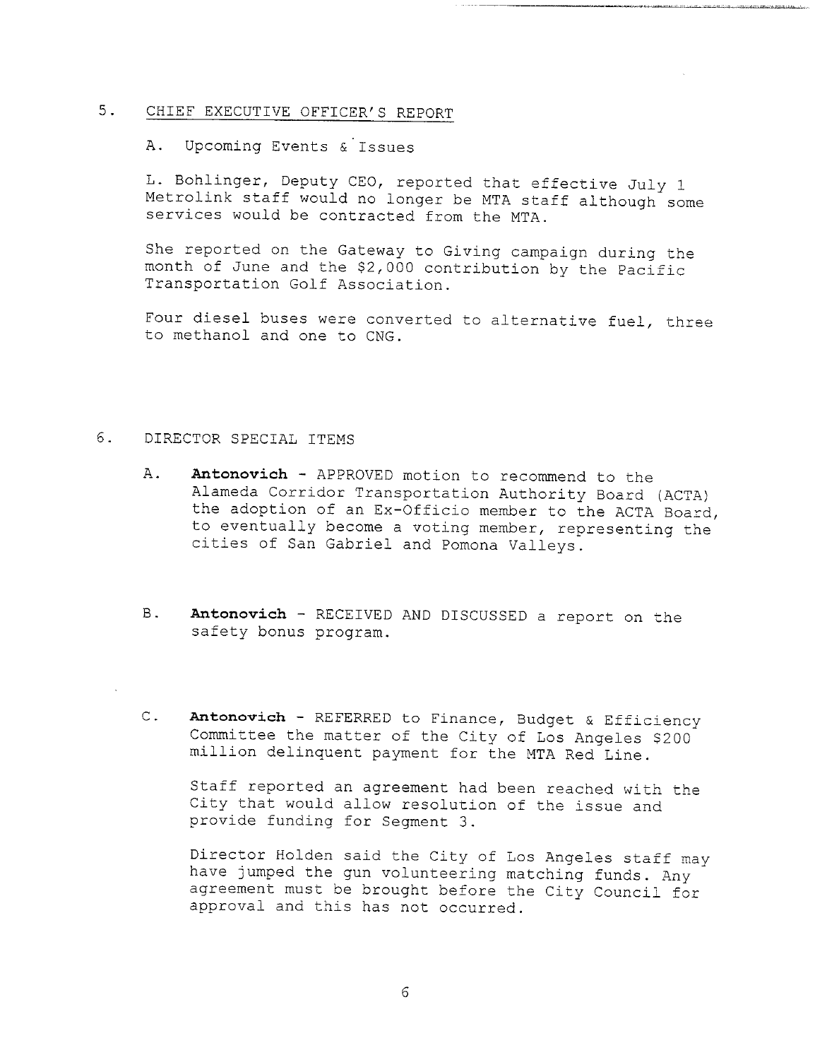## 5. CHIEF EXECUTIVE OFFICER'S REPORT

### A. Upcoming Events & Issues

L. Bohlinger, Deputy CEO, reported that effective July 1 Metrolink staff would no longer be MTA staff although some services would be contracted from the MTA.

She reported on the Gateway to Giving campaign during the month of June and the $2,000 contribution by the Pacific Transportation Golf Association.

Four diesel buses were converted to alternative fuel, three to methanol and one to CNG.

## 6. DIRECTOR SPECIAL ITEMS

A. **Antonovich** - APPROVED motion to recommend to the Alameda Corridor Transportation Authority Board (ACTA) the adoption of an Ex-Officio member to the ACTA Board, to eventually become a voting member, representing the cities of San Gabriel and Pomona Valleys.

B. **Antonovich** - RECEIVED AND DISCUSSED a report on the safety bonus program.

C. **Antonovich** - REFERRED to Finance, Budget & Efficiency Committee the matter of the City of Los Angeles $200 million delinquent payment for the MTA Red Line.

Staff reported an agreement had been reached with the City that would allow resolution of the issue and provide funding for Segment 3.

Director Holden said the City of Los Angeles staff may have jumped the gun volunteering matching funds. Any agreement must be brought before the City Council for approval and this has not occurred.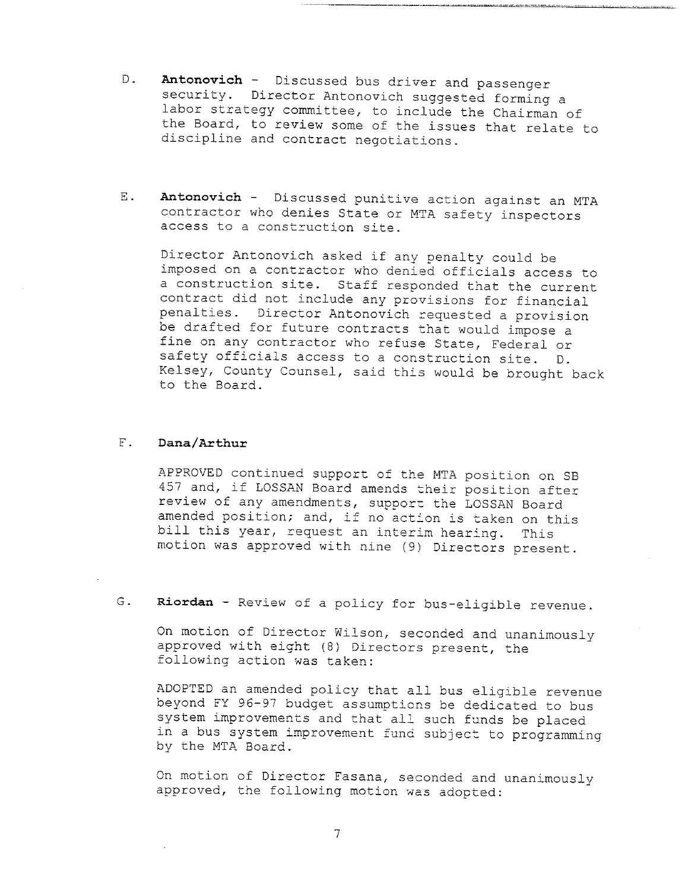D. **Antonovich** - Discussed bus driver and passenger security. Director Antonovich suggested forming a labor strategy committee, to include the Chairman of the Board, to review some of the issues that relate to discipline and contract negotiations.

E. **Antonovich** - Discussed punitive action against an MTA contractor who denies State or MTA safety inspectors access to a construction site.

Director Antonovich asked if any penalty could be imposed on a contractor who denied officials access to a construction site. Staff responded that the current contract did not include any provisions for financial penalties. Director Antonovich requested a provision be drafted for future contracts that would impose a fine on any contractor who refuse State, Federal or safety officials access to a construction site. D. Kelsey, County Counsel, said this would be brought back to the Board.

F. **Dana/Arthur**

APPROVED continued support of the MTA position on SB 457 and, if LOSSAN Board amends their position after review of any amendments, support the LOSSAN Board amended position; and, if no action is taken on this bill this year, request an interim hearing. This motion was approved with nine (9) Directors present.

G. **Riordan** - Review of a policy for bus-eligible revenue.

On motion of Director Wilson, seconded and unanimously approved with eight (8) Directors present, the following action was taken:

ADOPTED an amended policy that all bus eligible revenue beyond FY 96-97 budget assumptions be dedicated to bus system improvements and that all such funds be placed in a bus system improvement fund subject to programming by the MTA Board.

On motion of Director Fasana, seconded and unanimously approved, the following motion was adopted: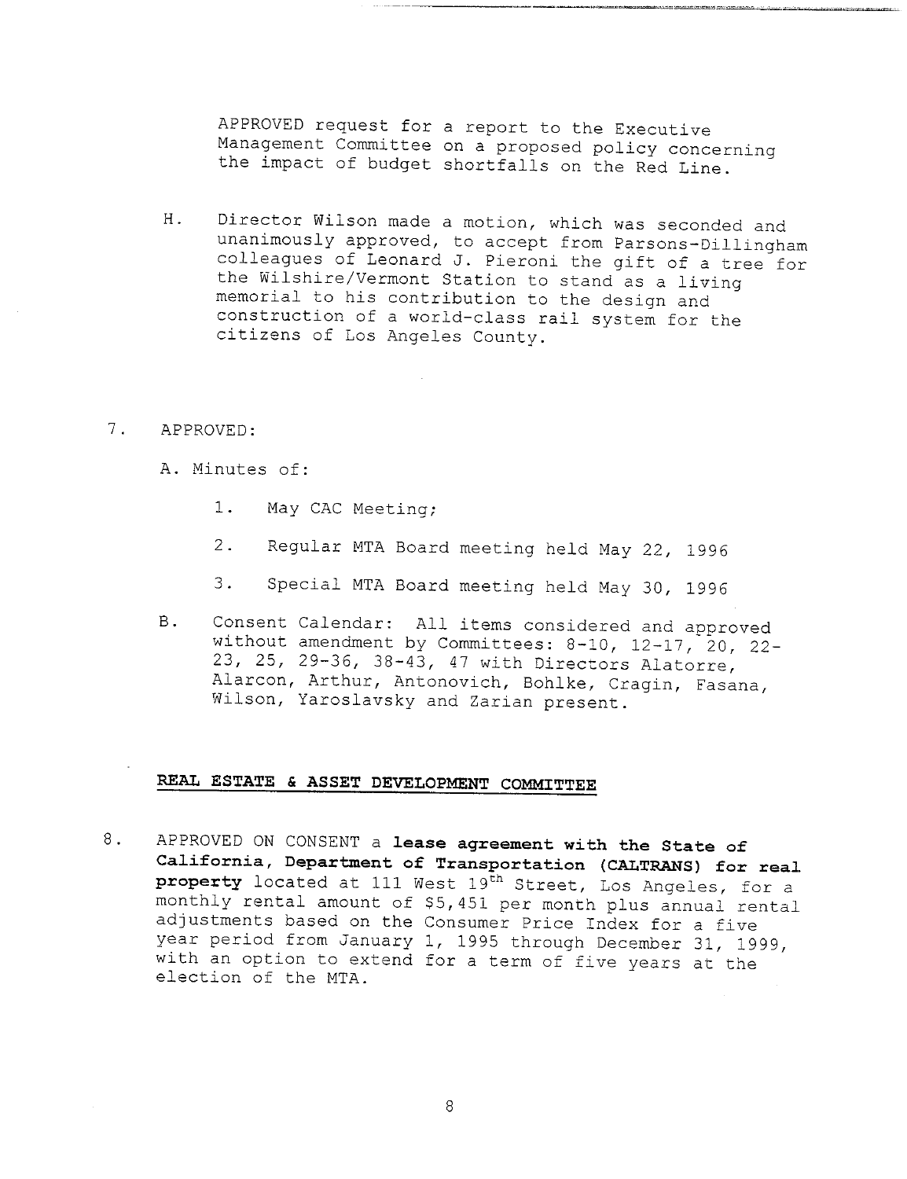APPROVED request for a report to the Executive Management Committee on a proposed policy concerning the impact of budget shortfalls on the Red Line.

H. Director Wilson made a motion, which was seconded and unanimously approved, to accept from Parsons-Dillingham colleagues of Leonard J. Pieroni the gift of a tree for the Wilshire/Vermont Station to stand as a living memorial to his contribution to the design and construction of a world-class rail system for the citizens of Los Angeles County.

7. APPROVED:

   A. Minutes of:

      1. May CAC Meeting;

      2. Regular MTA Board meeting held May 22, 1996

      3. Special MTA Board meeting held May 30, 1996

   B. Consent Calendar: All items considered and approved without amendment by Committees: 8-10, 12-17, 20, 22-23, 25, 29-36, 38-43, 47 with Directors Alatorre, Alarcon, Arthur, Antonovich, Bohlke, Cragin, Fasana, Wilson, Yaroslavsky and Zarian present.

## REAL ESTATE & ASSET DEVELOPMENT COMMITTEE

8. APPROVED ON CONSENT a **lease agreement with the State of California, Department of Transportation (CALTRANS) for real property** located at 111 West 19th Street, Los Angeles, for a monthly rental amount of $5,451 per month plus annual rental adjustments based on the Consumer Price Index for a five year period from January 1, 1995 through December 31, 1999, with an option to extend for a term of five years at the election of the MTA.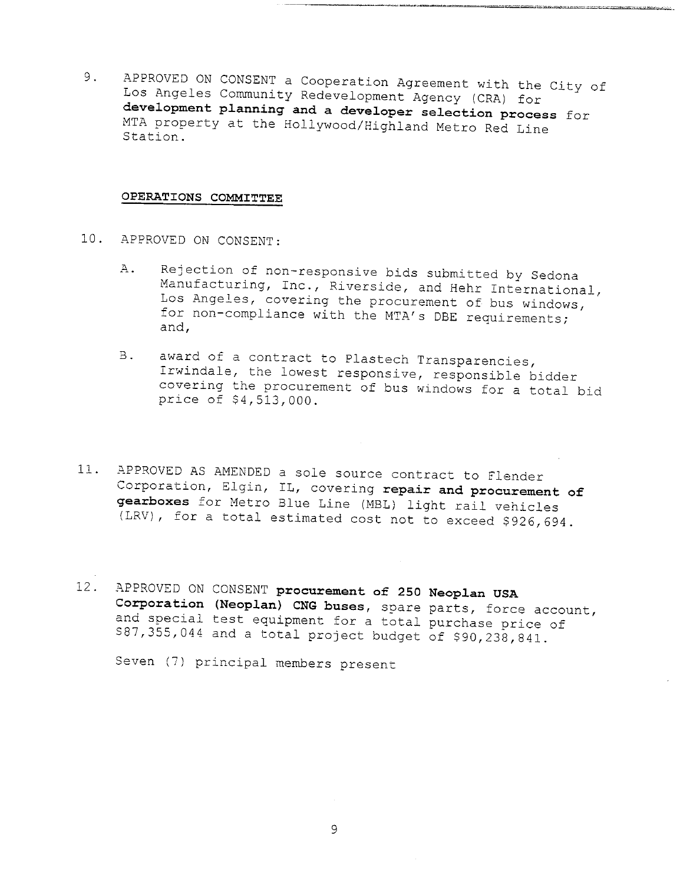9. APPROVED ON CONSENT a Cooperation Agreement with the City of Los Angeles Community Redevelopment Agency (CRA) for **development planning and a developer selection process** for MTA property at the Hollywood/Highland Metro Red Line Station.

**OPERATIONS COMMITTEE**

10. APPROVED ON CONSENT:

    A. Rejection of non-responsive bids submitted by Sedona Manufacturing, Inc., Riverside, and Hehr International, Los Angeles, covering the procurement of bus windows, for non-compliance with the MTA's DBE requirements; and,

    B. award of a contract to Plastech Transparencies, Irwindale, the lowest responsive, responsible bidder covering the procurement of bus windows for a total bid price of $4,513,000.

11. APPROVED AS AMENDED a sole source contract to Flender Corporation, Elgin, IL, covering **repair and procurement of gearboxes** for Metro Blue Line (MBL) light rail vehicles (LRV), for a total estimated cost not to exceed $926,694.

12. APPROVED ON CONSENT **procurement of 250 Neoplan USA Corporation (Neoplan) CNG buses**, spare parts, force account, and special test equipment for a total purchase price of $87,355,044 and a total project budget of $90,238,841.

    Seven (7) principal members present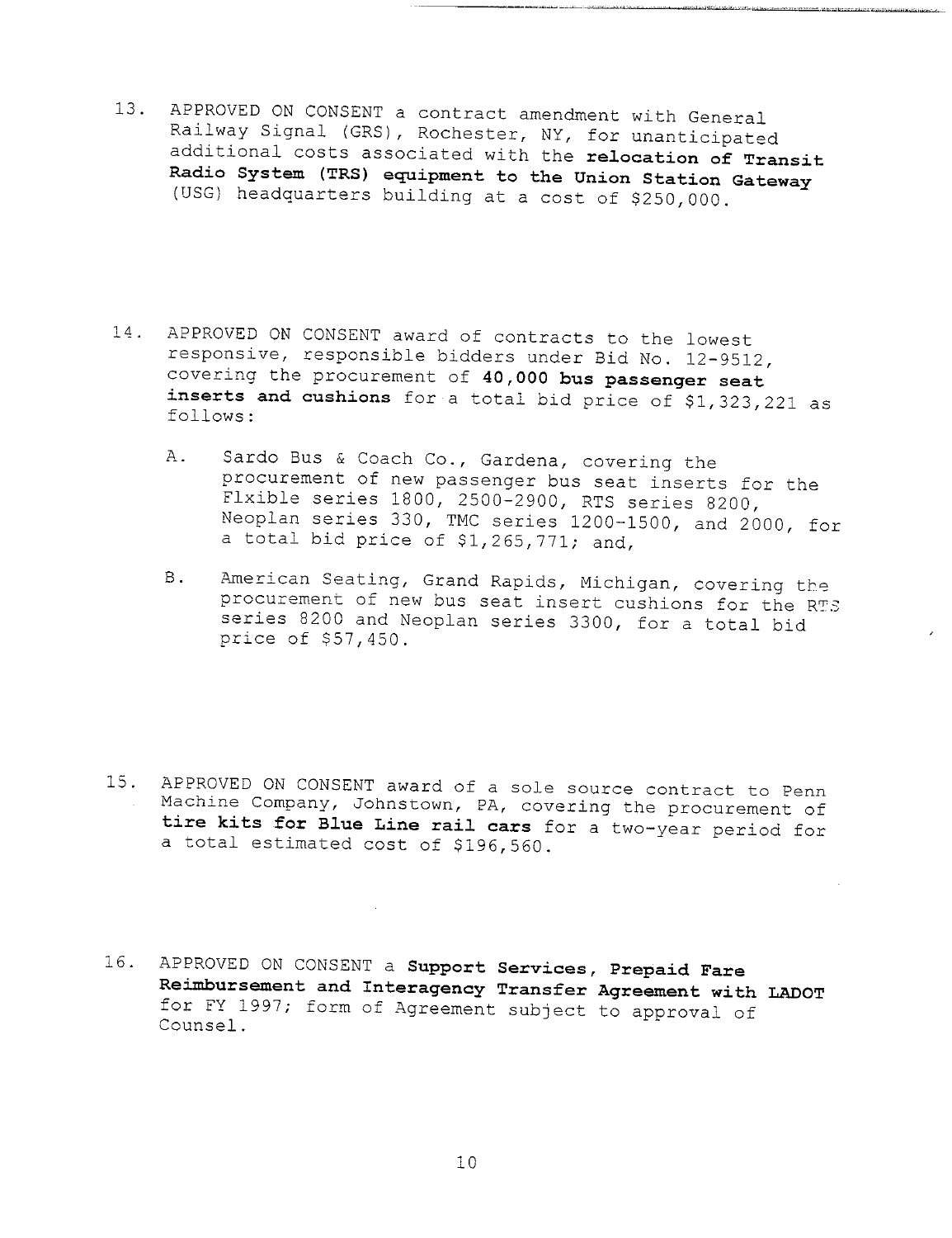13. APPROVED ON CONSENT a contract amendment with General Railway Signal (GRS), Rochester, NY, for unanticipated additional costs associated with the **relocation of Transit Radio System (TRS) equipment to the Union Station Gateway** (USG) headquarters building at a cost of $250,000.

14. APPROVED ON CONSENT award of contracts to the lowest responsive, responsible bidders under Bid No. 12-9512, covering the procurement of **40,000 bus passenger seat inserts and cushions** for a total bid price of $1,323,221 as follows:

    A. Sardo Bus & Coach Co., Gardena, covering the procurement of new passenger bus seat inserts for the Flxible series 1800, 2500-2900, RTS series 8200, Neoplan series 330, TMC series 1200-1500, and 2000, for a total bid price of $1,265,771; and,

    B. American Seating, Grand Rapids, Michigan, covering the procurement of new bus seat insert cushions for the RTS series 8200 and Neoplan series 3300, for a total bid price of $57,450.

15. APPROVED ON CONSENT award of a sole source contract to Penn Machine Company, Johnstown, PA, covering the procurement of **tire kits for Blue Line rail cars** for a two-year period for a total estimated cost of $196,560.

16. APPROVED ON CONSENT a **Support Services, Prepaid Fare Reimbursement and Interagency Transfer Agreement with LADOT** for FY 1997; form of Agreement subject to approval of Counsel.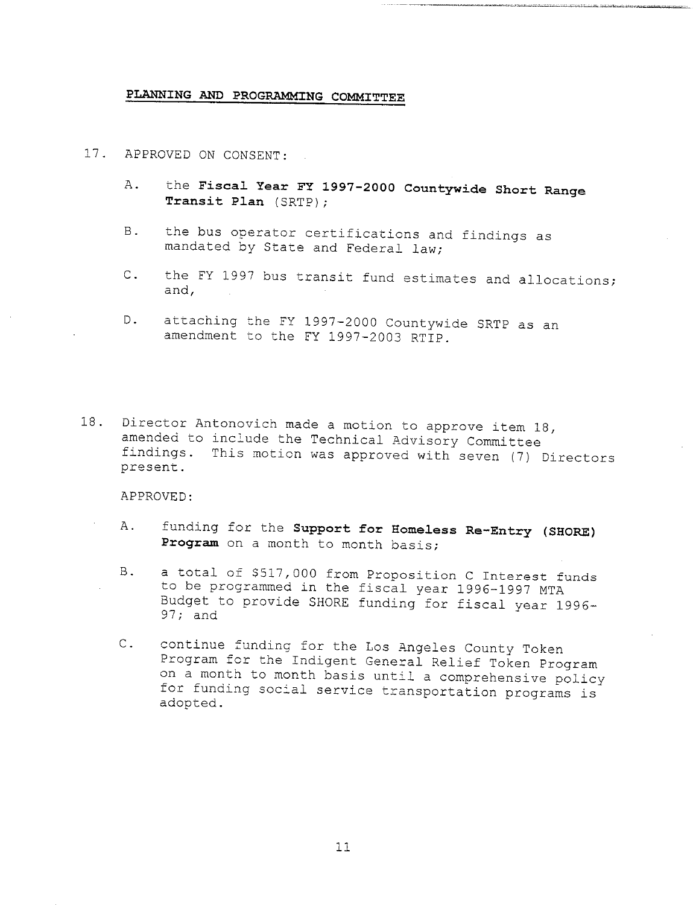## PLANNING AND PROGRAMMING COMMITTEE

17. APPROVED ON CONSENT:

    A. the **Fiscal Year FY 1997-2000 Countywide Short Range Transit Plan** (SRTP);

    B. the bus operator certifications and findings as mandated by State and Federal law;

    C. the FY 1997 bus transit fund estimates and allocations; and,

    D. attaching the FY 1997-2000 Countywide SRTP as an amendment to the FY 1997-2003 RTIP.

18. Director Antonovich made a motion to approve item 18, amended to include the Technical Advisory Committee findings. This motion was approved with seven (7) Directors present.

    APPROVED:

    A. funding for the **Support for Homeless Re-Entry (SHORE) Program** on a month to month basis;

    B. a total of $517,000 from Proposition C Interest funds to be programmed in the fiscal year 1996-1997 MTA Budget to provide SHORE funding for fiscal year 1996-97; and

    C. continue funding for the Los Angeles County Token Program for the Indigent General Relief Token Program on a month to month basis until a comprehensive policy for funding social service transportation programs is adopted.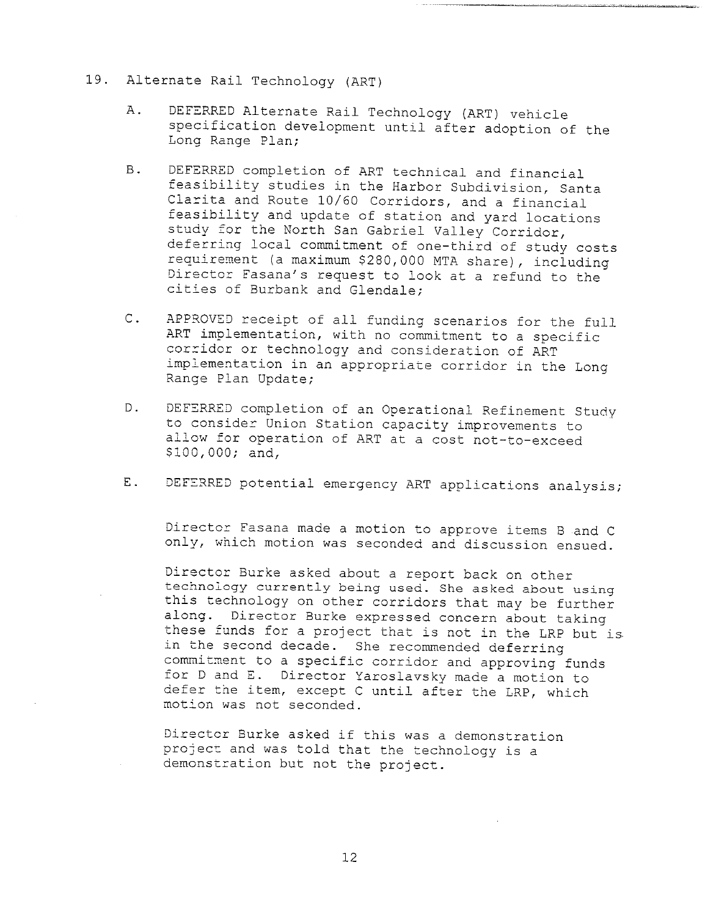19. Alternate Rail Technology (ART)

   A. DEFERRED Alternate Rail Technology (ART) vehicle specification development until after adoption of the Long Range Plan;

   B. DEFERRED completion of ART technical and financial feasibility studies in the Harbor Subdivision, Santa Clarita and Route 10/60 Corridors, and a financial feasibility and update of station and yard locations study for the North San Gabriel Valley Corridor, deferring local commitment of one-third of study costs requirement (a maximum $280,000 MTA share), including Director Fasana's request to look at a refund to the cities of Burbank and Glendale;

   C. APPROVED receipt of all funding scenarios for the full ART implementation, with no commitment to a specific corridor or technology and consideration of ART implementation in an appropriate corridor in the Long Range Plan Update;

   D. DEFERRED completion of an Operational Refinement Study to consider Union Station capacity improvements to allow for operation of ART at a cost not-to-exceed $100,000; and,

   E. DEFERRED potential emergency ART applications analysis;

Director Fasana made a motion to approve items B and C only, which motion was seconded and discussion ensued.

Director Burke asked about a report back on other technology currently being used. She asked about using this technology on other corridors that may be further along. Director Burke expressed concern about taking these funds for a project that is not in the LRP but is in the second decade. She recommended deferring commitment to a specific corridor and approving funds for D and E. Director Yaroslavsky made a motion to defer the item, except C until after the LRP, which motion was not seconded.

Director Burke asked if this was a demonstration project and was told that the technology is a demonstration but not the project.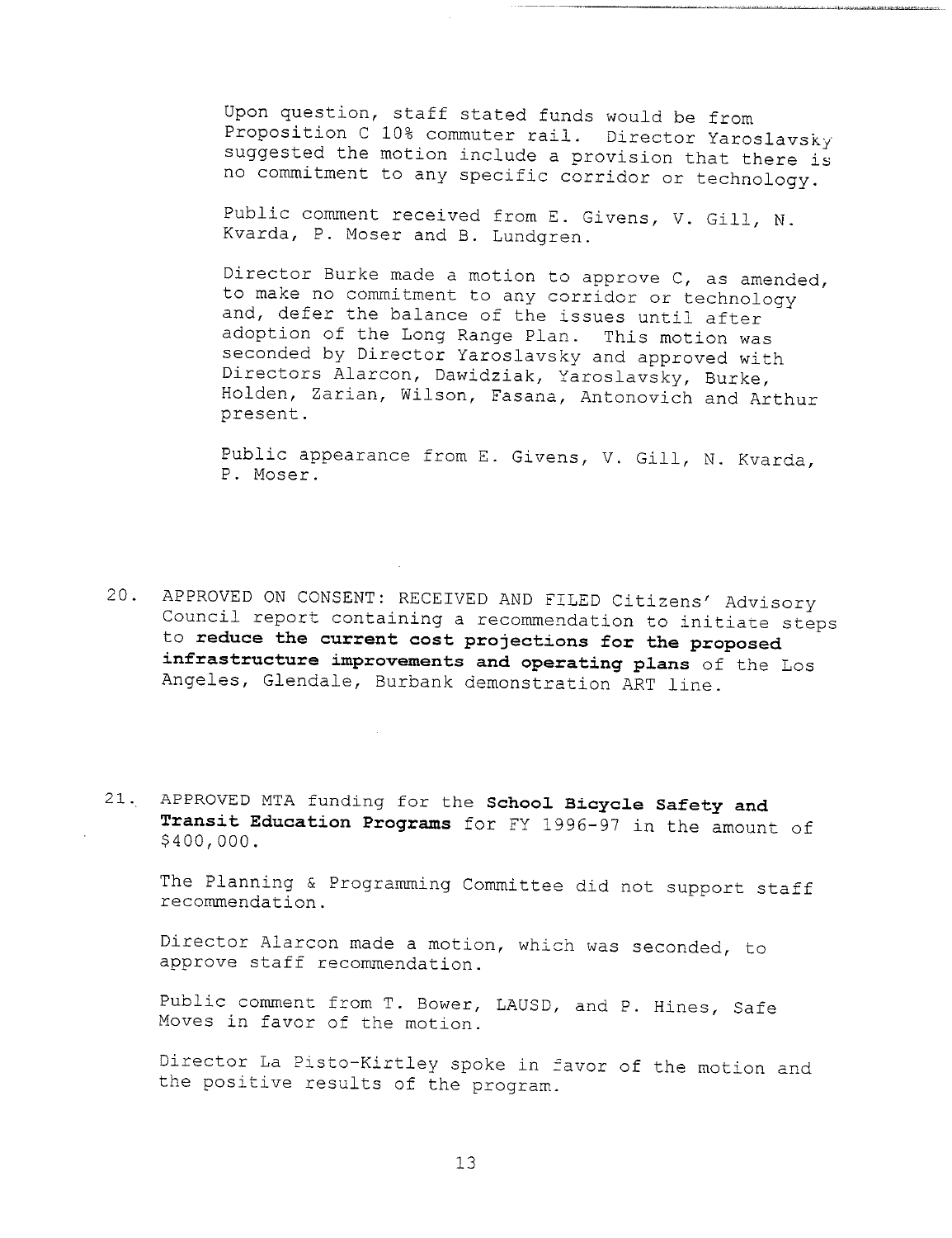Upon question, staff stated funds would be from Proposition C 10% commuter rail. Director Yaroslavsky suggested the motion include a provision that there is no commitment to any specific corridor or technology.

Public comment received from E. Givens, V. Gill, N. Kvarda, P. Moser and B. Lundgren.

Director Burke made a motion to approve C, as amended, to make no commitment to any corridor or technology and, defer the balance of the issues until after adoption of the Long Range Plan. This motion was seconded by Director Yaroslavsky and approved with Directors Alarcon, Dawidziak, Yaroslavsky, Burke, Holden, Zarian, Wilson, Fasana, Antonovich and Arthur present.

Public appearance from E. Givens, V. Gill, N. Kvarda, P. Moser.

20. APPROVED ON CONSENT: RECEIVED AND FILED Citizens' Advisory Council report containing a recommendation to initiate steps to **reduce the current cost projections for the proposed infrastructure improvements and operating plans** of the Los Angeles, Glendale, Burbank demonstration ART line.

21. APPROVED MTA funding for the **School Bicycle Safety and Transit Education Programs** for FY 1996-97 in the amount of $400,000.

    The Planning & Programming Committee did not support staff recommendation.

    Director Alarcon made a motion, which was seconded, to approve staff recommendation.

    Public comment from T. Bower, LAUSD, and P. Hines, Safe Moves in favor of the motion.

    Director La Pisto-Kirtley spoke in favor of the motion and the positive results of the program.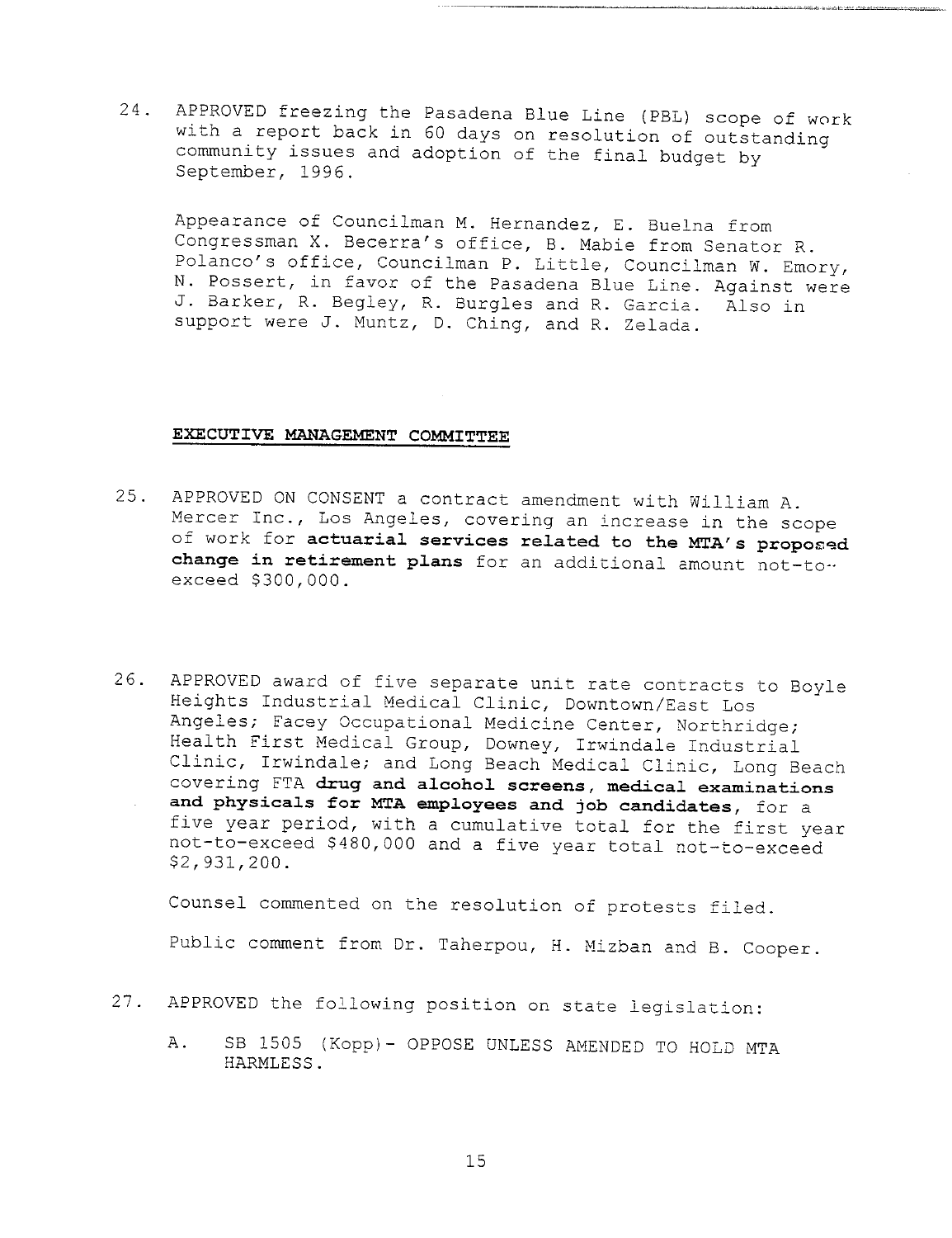24. APPROVED freezing the Pasadena Blue Line (PBL) scope of work with a report back in 60 days on resolution of outstanding community issues and adoption of the final budget by September, 1996.

    Appearance of Councilman M. Hernandez, E. Buelna from Congressman X. Becerra's office, B. Mabie from Senator R. Polanco's office, Councilman P. Little, Councilman W. Emory, N. Possert, in favor of the Pasadena Blue Line. Against were J. Barker, R. Begley, R. Burgles and R. Garcia. Also in support were J. Muntz, D. Ching, and R. Zelada.

**EXECUTIVE MANAGEMENT COMMITTEE**

25. APPROVED ON CONSENT a contract amendment with William A. Mercer Inc., Los Angeles, covering an increase in the scope of work for **actuarial services related to the MTA's proposed change in retirement plans** for an additional amount not-to-exceed $300,000.

26. APPROVED award of five separate unit rate contracts to Boyle Heights Industrial Medical Clinic, Downtown/East Los Angeles; Facey Occupational Medicine Center, Northridge; Health First Medical Group, Downey, Irwindale Industrial Clinic, Irwindale; and Long Beach Medical Clinic, Long Beach covering FTA **drug and alcohol screens, medical examinations and physicals for MTA employees and job candidates**, for a five year period, with a cumulative total for the first year not-to-exceed $480,000 and a five year total not-to-exceed $2,931,200.

    Counsel commented on the resolution of protests filed.

    Public comment from Dr. Taherpou, H. Mizban and B. Cooper.

27. APPROVED the following position on state legislation:

    A. SB 1505 (Kopp)- OPPOSE UNLESS AMENDED TO HOLD MTA HARMLESS.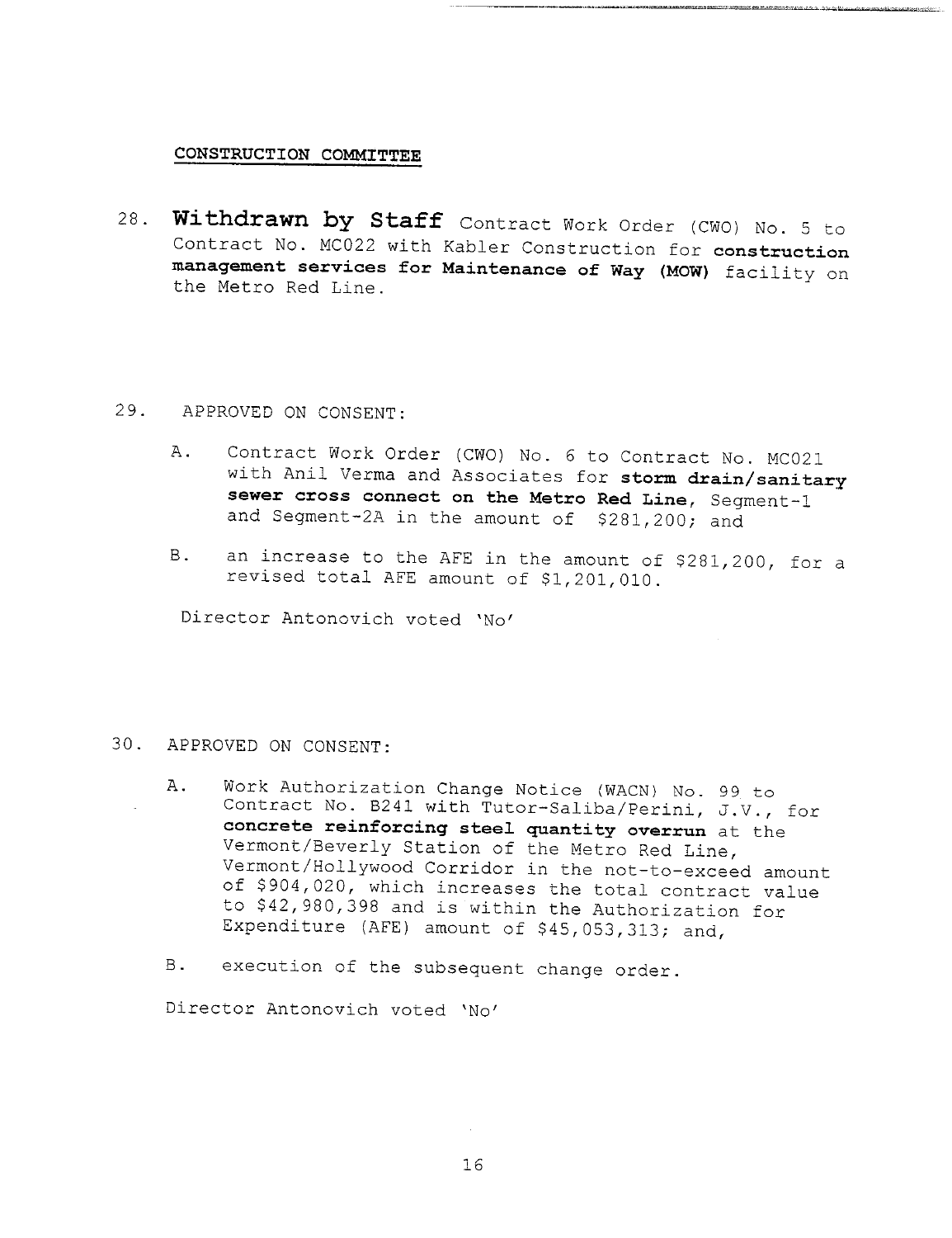<u>CONSTRUCTION COMMITTEE</u>

28. **Withdrawn by Staff** Contract Work Order (CWO) No. 5 to Contract No. MC022 with Kabler Construction for **construction management services for Maintenance of Way (MOW)** facility on the Metro Red Line.

29. APPROVED ON CONSENT:

    A. Contract Work Order (CWO) No. 6 to Contract No. MC021 with Anil Verma and Associates for **storm drain/sanitary sewer cross connect on the Metro Red Line**, Segment-1 and Segment-2A in the amount of $281,200; and

    B. an increase to the AFE in the amount of $281,200, for a revised total AFE amount of $1,201,010.

    Director Antonovich voted 'No'

30. APPROVED ON CONSENT:

    A. Work Authorization Change Notice (WACN) No. 99 to Contract No. B241 with Tutor-Saliba/Perini, J.V., for **concrete reinforcing steel quantity overrun** at the Vermont/Beverly Station of the Metro Red Line, Vermont/Hollywood Corridor in the not-to-exceed amount of $904,020, which increases the total contract value to $42,980,398 and is within the Authorization for Expenditure (AFE) amount of $45,053,313; and,

    B. execution of the subsequent change order.

    Director Antonovich voted 'No'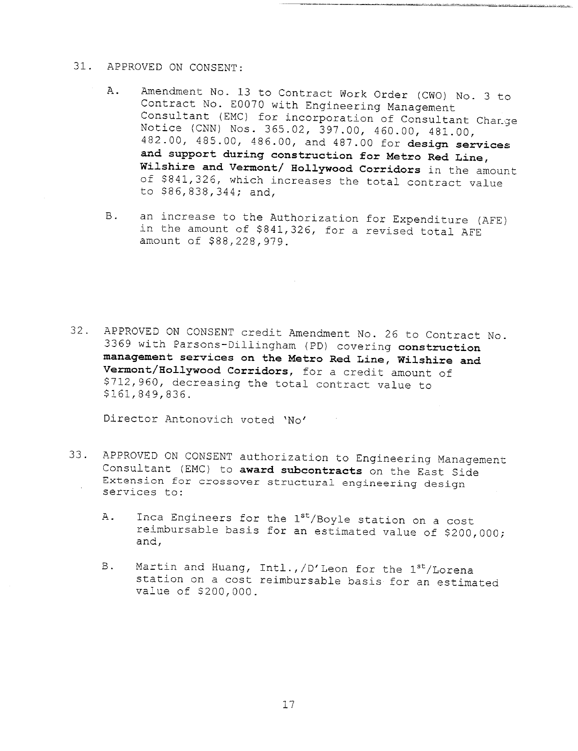31. APPROVED ON CONSENT:

    A. Amendment No. 13 to Contract Work Order (CWO) No. 3 to Contract No. E0070 with Engineering Management Consultant (EMC) for incorporation of Consultant Change Notice (CNN) Nos. 365.02, 397.00, 460.00, 481.00, 482.00, 485.00, 486.00, and 487.00 for **design services and support during construction for Metro Red Line, Wilshire and Vermont/ Hollywood Corridors** in the amount of $841,326, which increases the total contract value to $86,838,344; and,

    B. an increase to the Authorization for Expenditure (AFE) in the amount of $841,326, for a revised total AFE amount of $88,228,979.

32. APPROVED ON CONSENT credit Amendment No. 26 to Contract No. 3369 with Parsons-Dillingham (PD) covering **construction management services on the Metro Red Line, Wilshire and Vermont/Hollywood Corridors**, for a credit amount of $712,960, decreasing the total contract value to $161,849,836.

    Director Antonovich voted 'No'

33. APPROVED ON CONSENT authorization to Engineering Management Consultant (EMC) to **award subcontracts** on the East Side Extension for crossover structural engineering design services to:

    A. Inca Engineers for the 1st/Boyle station on a cost reimbursable basis for an estimated value of $200,000; and,

    B. Martin and Huang, Intl.,/D'Leon for the 1st/Lorena station on a cost reimbursable basis for an estimated value of $200,000.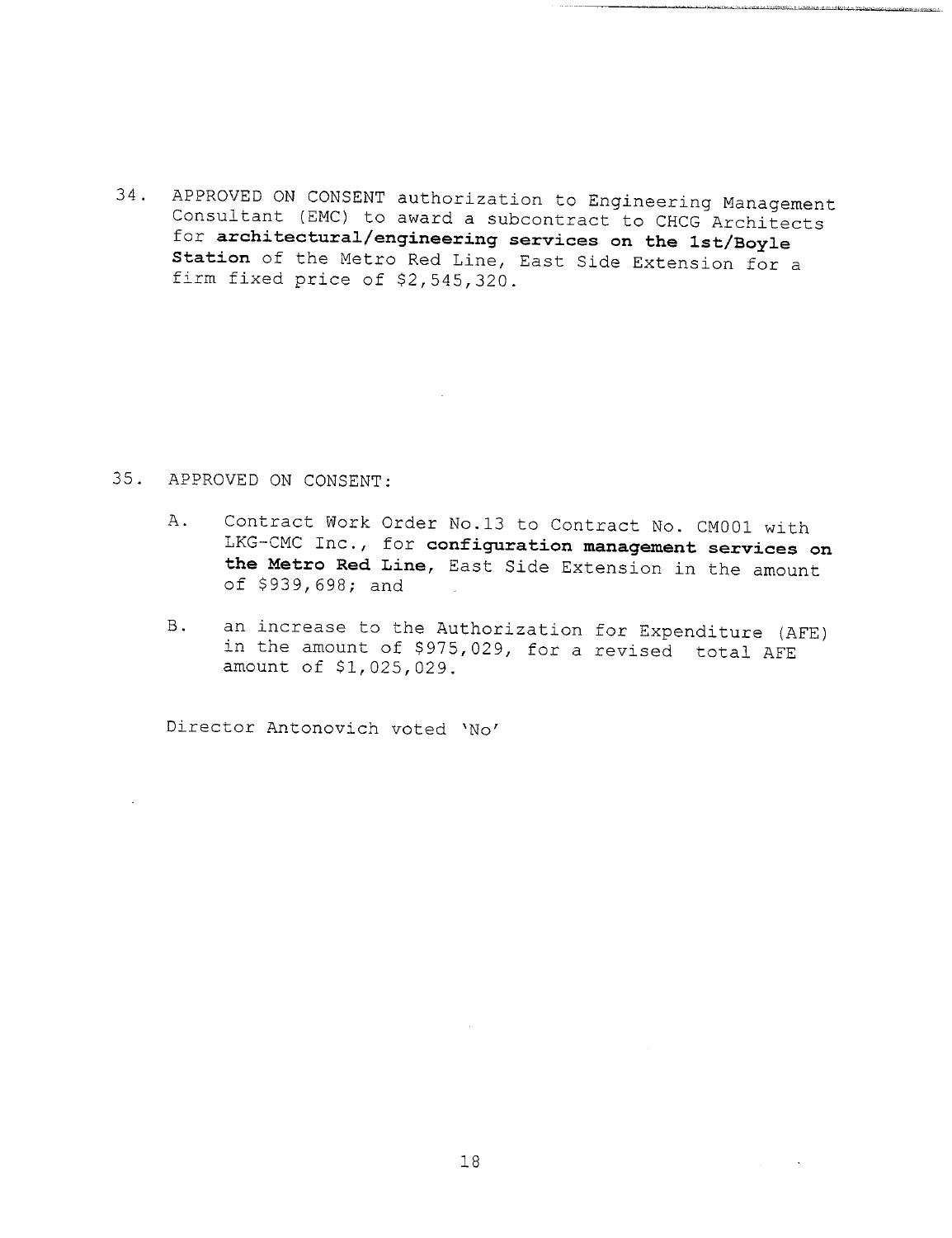34. APPROVED ON CONSENT authorization to Engineering Management Consultant (EMC) to award a subcontract to CHCG Architects for **architectural/engineering services on the 1st/Boyle Station** of the Metro Red Line, East Side Extension for a firm fixed price of $2,545,320.

35. APPROVED ON CONSENT:

    A. Contract Work Order No.13 to Contract No. CM001 with LKG-CMC Inc., for **configuration management services on the Metro Red Line**, East Side Extension in the amount of $939,698; and

    B. an increase to the Authorization for Expenditure (AFE) in the amount of $975,029, for a revised total AFE amount of $1,025,029.

    Director Antonovich voted 'No'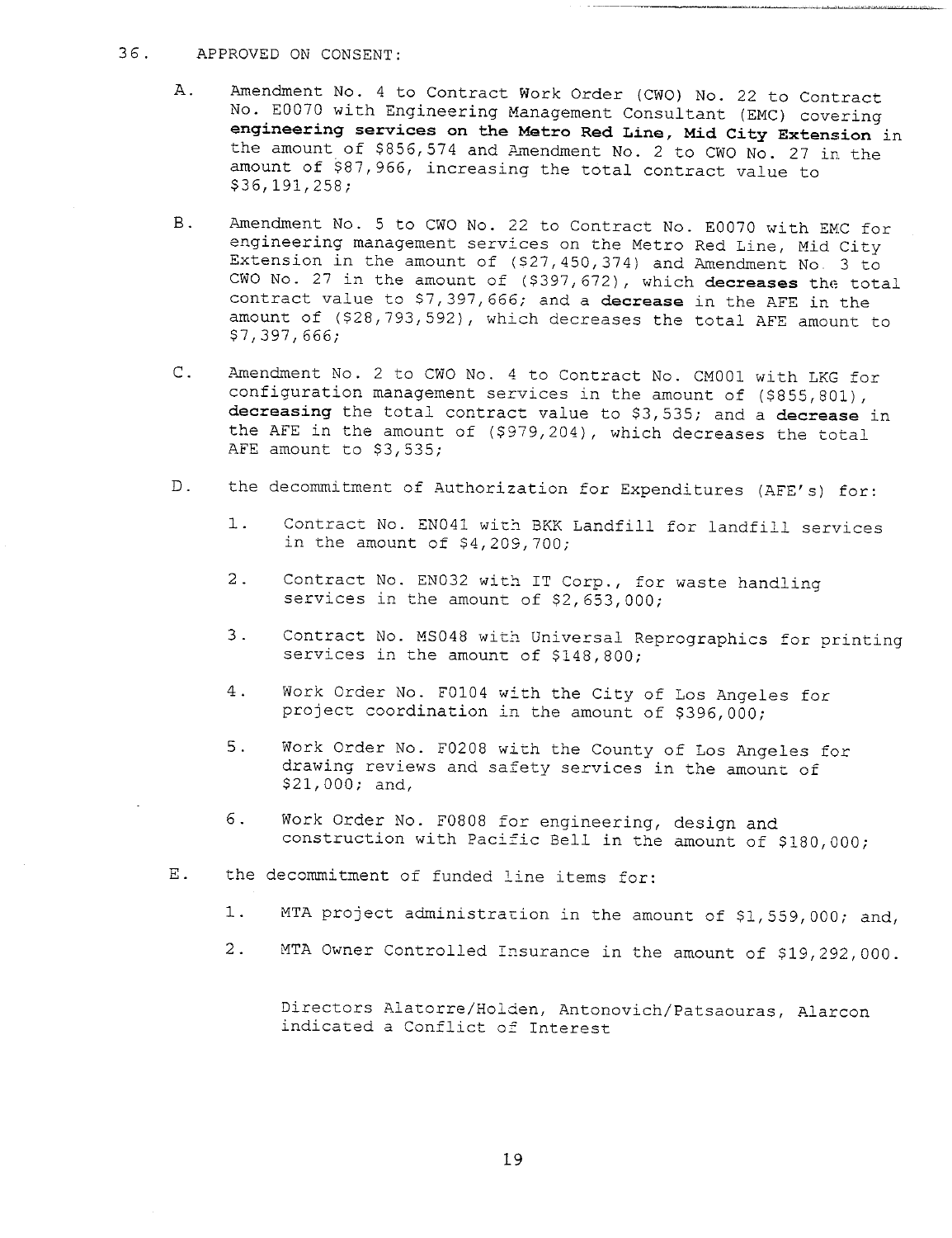36. APPROVED ON CONSENT:

A. Amendment No. 4 to Contract Work Order (CWO) No. 22 to Contract No. E0070 with Engineering Management Consultant (EMC) covering **engineering services on the Metro Red Line, Mid City Extension** in the amount of $856,574 and Amendment No. 2 to CWO No. 27 in the amount of $87,966, increasing the total contract value to $36,191,258;

B. Amendment No. 5 to CWO No. 22 to Contract No. E0070 with EMC for engineering management services on the Metro Red Line, Mid City Extension in the amount of ($27,450,374) and Amendment No. 3 to CWO No. 27 in the amount of ($397,672), which **decreases** the total contract value to $7,397,666; and a **decrease** in the AFE in the amount of ($28,793,592), which decreases the total AFE amount to $7,397,666;

C. Amendment No. 2 to CWO No. 4 to Contract No. CM001 with LKG for configuration management services in the amount of ($855,801), **decreasing** the total contract value to $3,535; and a **decrease** in the AFE in the amount of ($979,204), which decreases the total AFE amount to $3,535;

D. the decommitment of Authorization for Expenditures (AFE's) for:

   1. Contract No. EN041 with BKK Landfill for landfill services in the amount of $4,209,700;

   2. Contract No. EN032 with IT Corp., for waste handling services in the amount of $2,653,000;

   3. Contract No. MS048 with Universal Reprographics for printing services in the amount of $148,800;

   4. Work Order No. F0104 with the City of Los Angeles for project coordination in the amount of $396,000;

   5. Work Order No. F0208 with the County of Los Angeles for drawing reviews and safety services in the amount of $21,000; and,

   6. Work Order No. F0808 for engineering, design and construction with Pacific Bell in the amount of $180,000;

E. the decommitment of funded line items for:

   1. MTA project administration in the amount of $1,559,000; and,

   2. MTA Owner Controlled Insurance in the amount of $19,292,000.

Directors Alatorre/Holden, Antonovich/Patsaouras, Alarcon indicated a Conflict of Interest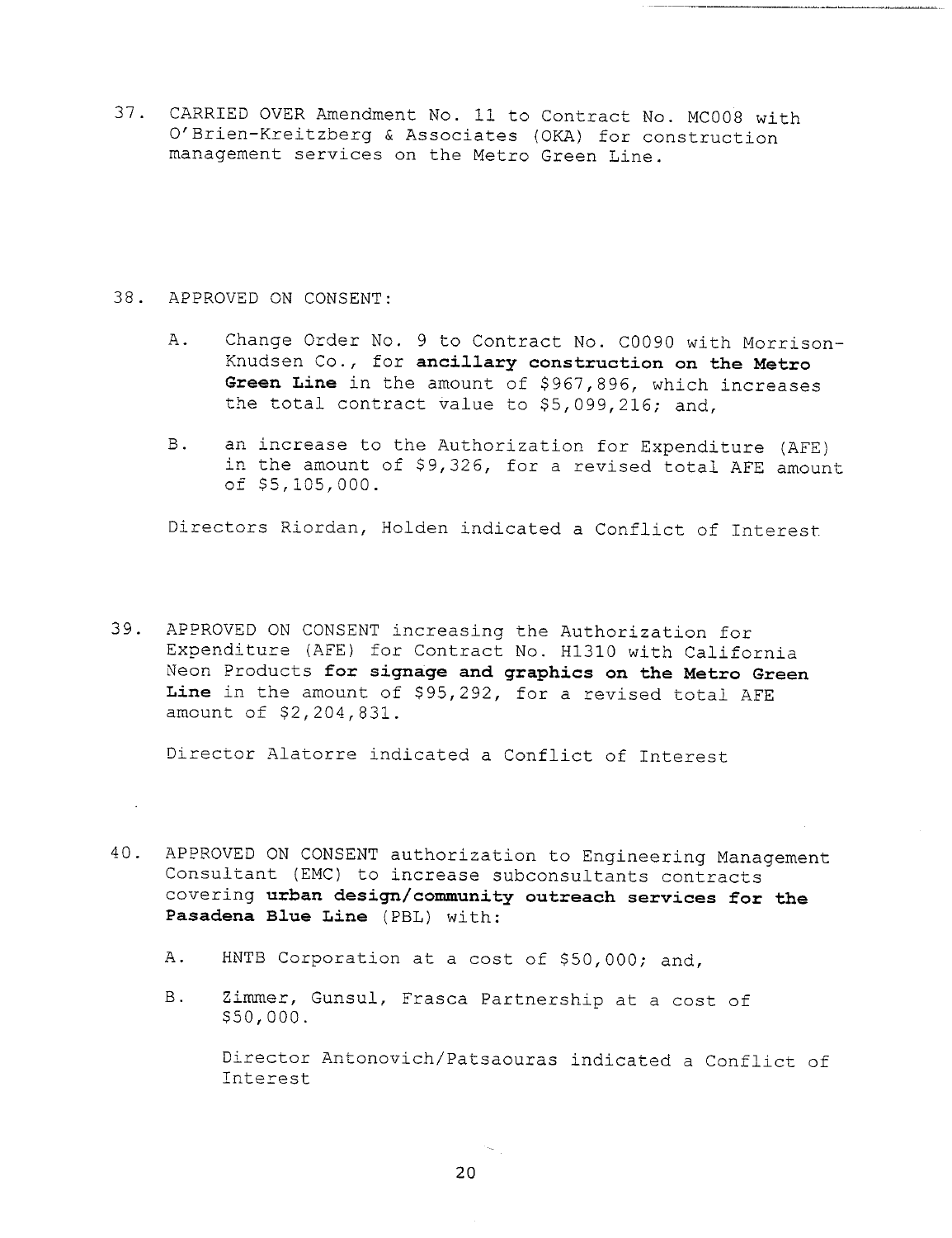37. CARRIED OVER Amendment No. 11 to Contract No. MC008 with O'Brien-Kreitzberg & Associates (OKA) for construction management services on the Metro Green Line.

38. APPROVED ON CONSENT:

    A. Change Order No. 9 to Contract No. C0090 with Morrison-Knudsen Co., for **ancillary construction on the Metro Green Line** in the amount of $967,896, which increases the total contract value to $5,099,216; and,

    B. an increase to the Authorization for Expenditure (AFE) in the amount of $9,326, for a revised total AFE amount of $5,105,000.

    Directors Riordan, Holden indicated a Conflict of Interest

39. APPROVED ON CONSENT increasing the Authorization for Expenditure (AFE) for Contract No. H1310 with California Neon Products **for signage and graphics on the Metro Green Line** in the amount of $95,292, for a revised total AFE amount of $2,204,831.

    Director Alatorre indicated a Conflict of Interest

40. APPROVED ON CONSENT authorization to Engineering Management Consultant (EMC) to increase subconsultants contracts covering **urban design/community outreach services for the Pasadena Blue Line** (PBL) with:

    A. HNTB Corporation at a cost of $50,000; and,

    B. Zimmer, Gunsul, Frasca Partnership at a cost of $50,000.

    Director Antonovich/Patsaouras indicated a Conflict of Interest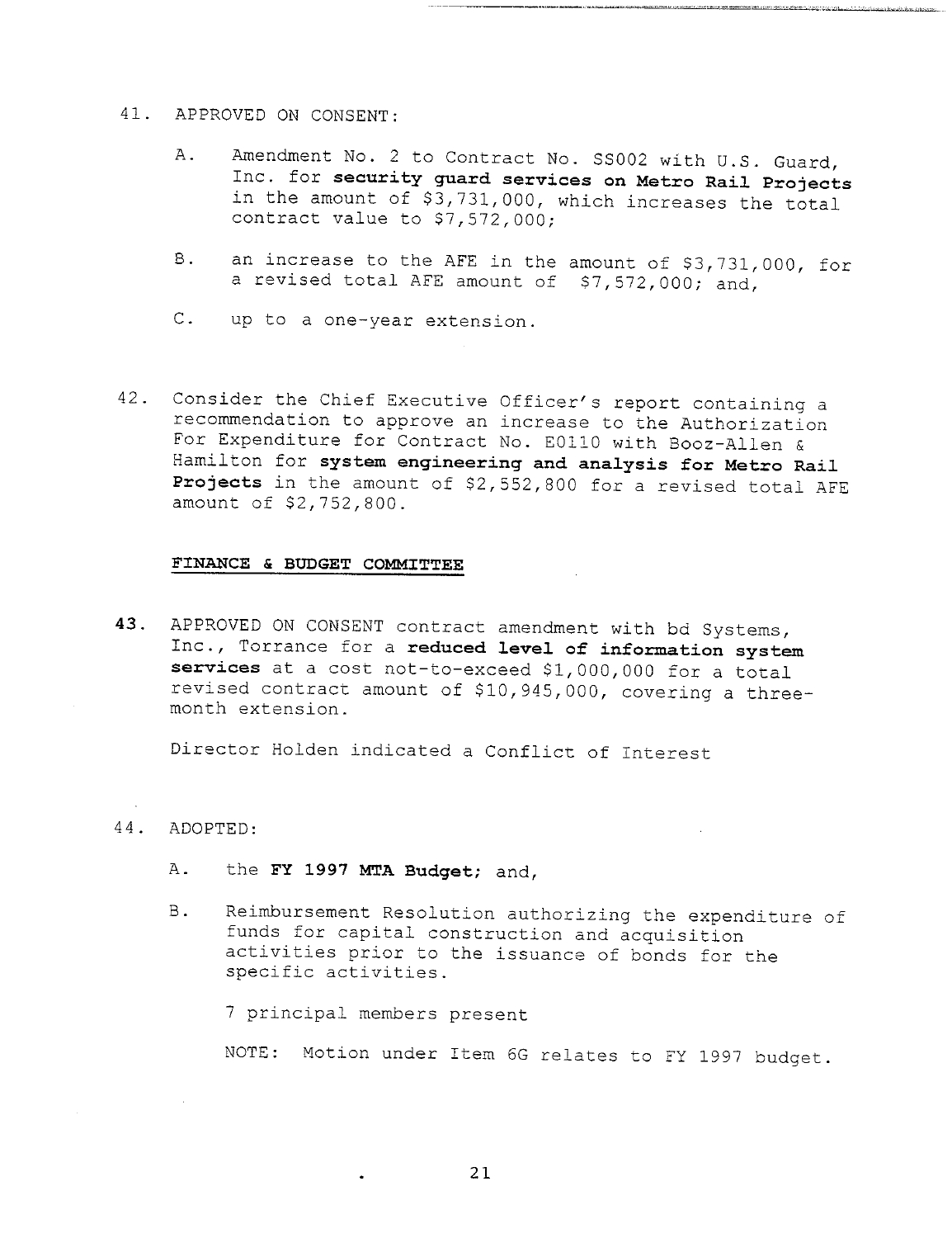41. APPROVED ON CONSENT:

    A. Amendment No. 2 to Contract No. SS002 with U.S. Guard, Inc. for **security guard services on Metro Rail Projects** in the amount of $3,731,000, which increases the total contract value to $7,572,000;

    B. an increase to the AFE in the amount of $3,731,000, for a revised total AFE amount of $7,572,000; and,

    C. up to a one-year extension.

42. Consider the Chief Executive Officer's report containing a recommendation to approve an increase to the Authorization For Expenditure for Contract No. E0110 with Booz-Allen & Hamilton for **system engineering and analysis for Metro Rail Projects** in the amount of $2,552,800 for a revised total AFE amount of $2,752,800.

**FINANCE & BUDGET COMMITTEE**

**43.** APPROVED ON CONSENT contract amendment with bd Systems, Inc., Torrance for a **reduced level of information system services** at a cost not-to-exceed $1,000,000 for a total revised contract amount of $10,945,000, covering a three-month extension.

    Director Holden indicated a Conflict of Interest

44. ADOPTED:

    A. the **FY 1997 MTA Budget**; and,

    B. Reimbursement Resolution authorizing the expenditure of funds for capital construction and acquisition activities prior to the issuance of bonds for the specific activities.

       7 principal members present

       NOTE: Motion under Item 6G relates to FY 1997 budget.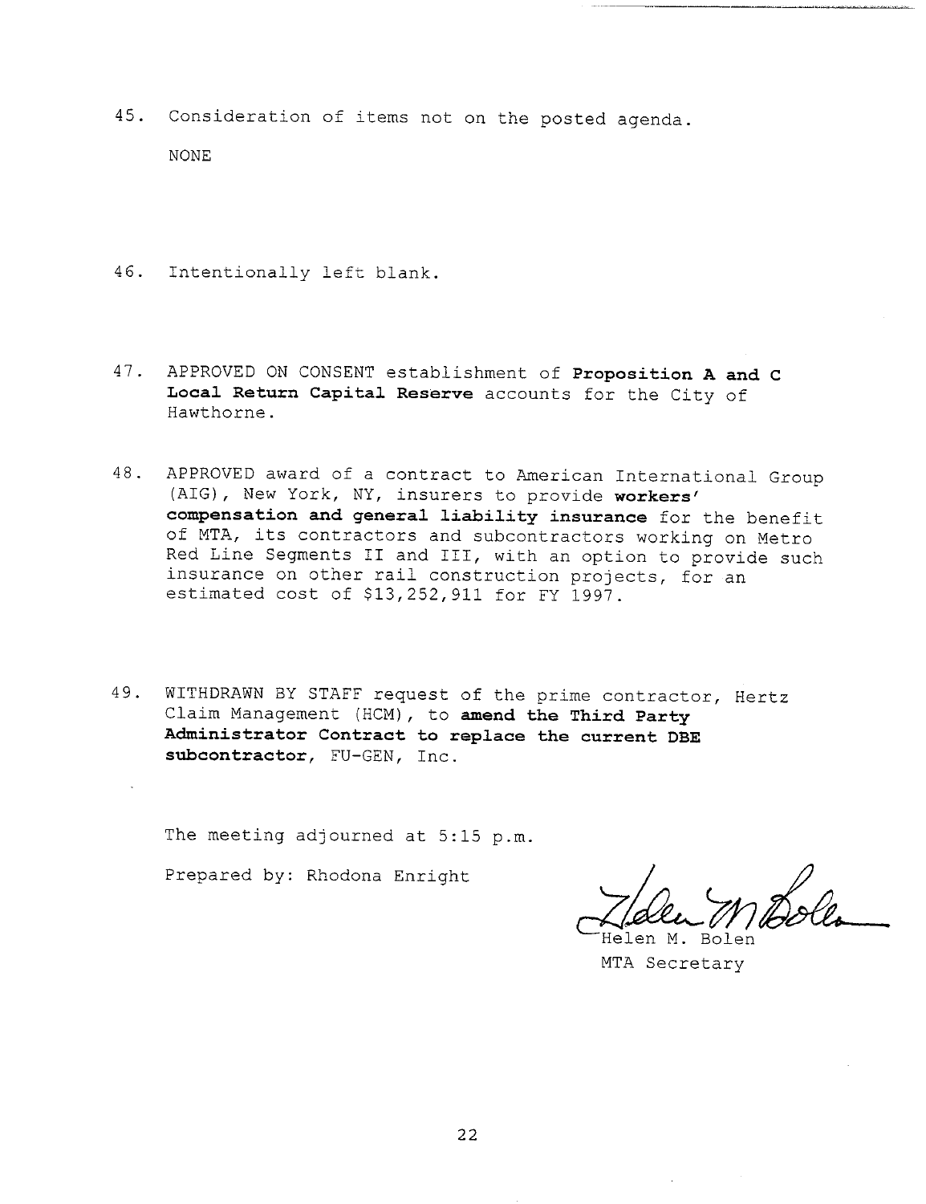45. Consideration of items not on the posted agenda.

    NONE

46. Intentionally left blank.

47. APPROVED ON CONSENT establishment of **Proposition A and C Local Return Capital Reserve** accounts for the City of Hawthorne.

48. APPROVED award of a contract to American International Group (AIG), New York, NY, insurers to provide **workers' compensation and general liability insurance** for the benefit of MTA, its contractors and subcontractors working on Metro Red Line Segments II and III, with an option to provide such insurance on other rail construction projects, for an estimated cost of $13,252,911 for FY 1997.

49. WITHDRAWN BY STAFF request of the prime contractor, Hertz Claim Management (HCM), to **amend the Third Party Administrator Contract to replace the current DBE subcontractor**, FU-GEN, Inc.

The meeting adjourned at 5:15 p.m.

Prepared by: Rhodona Enright

Helen M. Bolen
MTA Secretary